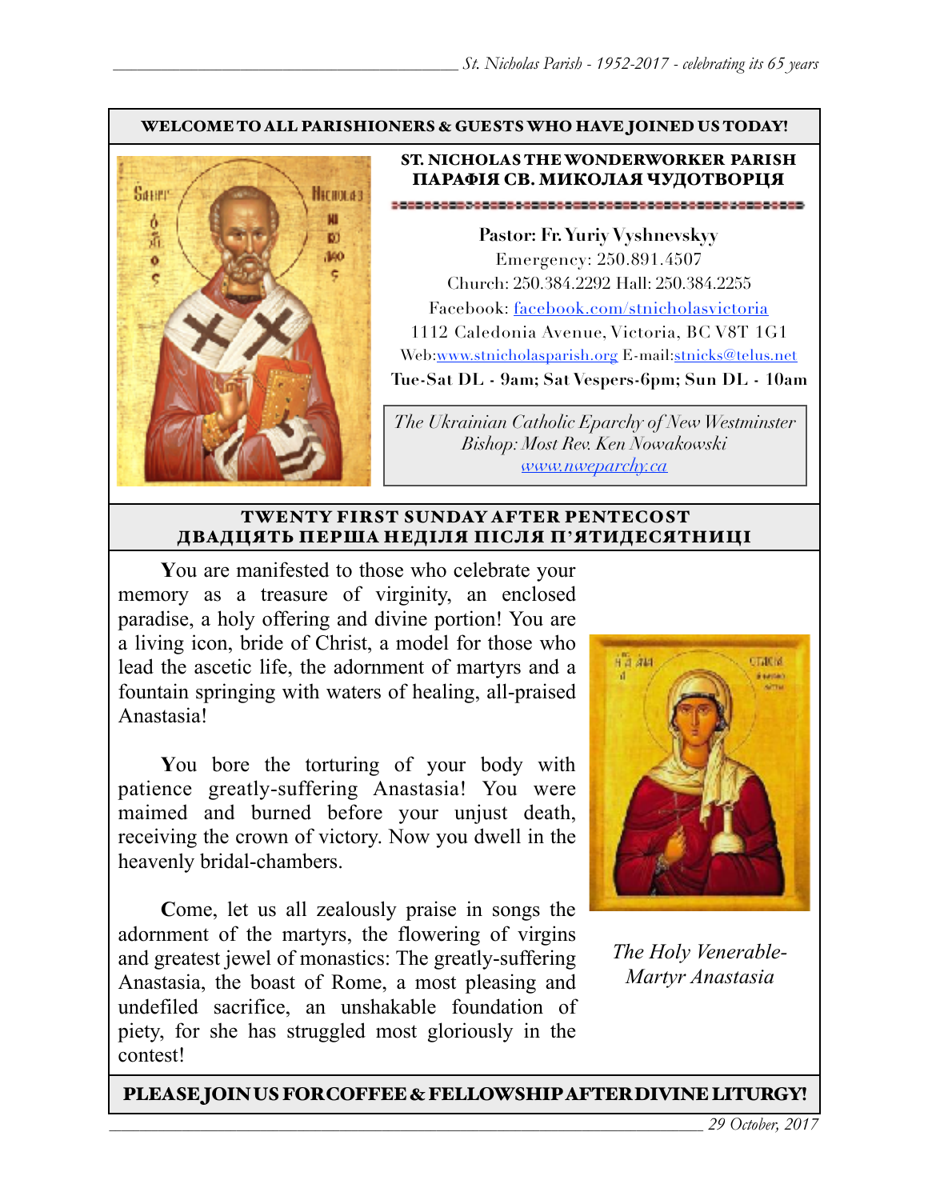**WELCOME TO ALL PARISHIONERS & GUESTS WHO HAVE JOINED US TODAY!**

**ST. NICHOLAS THE WONDERWORKER PARISH**
**ПАРАФІЯ СВ. МИКОЛАЯ ЧУДОТВОРЦЯ**

**Pastor: Fr. Yuriy Vyshnevskyy**
Emergency: 250.891.4507
Church: 250.384.2292 Hall: 250.384.2255
Facebook: facebook.com/stnicholasvictoria
1112 Caledonia Avenue, Victoria, BC V8T 1G1
Web:www.stnicholasparish.org E-mail:stnicks@telus.net
**Tue-Sat DL - 9am; Sat Vespers-6pm; Sun DL - 10am**

*The Ukrainian Catholic Eparchy of New Westminster*
*Bishop: Most Rev. Ken Nowakowski*
*www.nweparchy.ca*

## TWENTY FIRST SUNDAY AFTER PENTECOST
## ДВАДЦЯТЬ ПЕРША НЕДІЛЯ ПІСЛЯ П'ЯТИДЕСЯТНИЦІ

**Y**ou are manifested to those who celebrate your memory as a treasure of virginity, an enclosed paradise, a holy offering and divine portion! You are a living icon, bride of Christ, a model for those who lead the ascetic life, the adornment of martyrs and a fountain springing with waters of healing, all-praised Anastasia!

**Y**ou bore the torturing of your body with patience greatly-suffering Anastasia! You were maimed and burned before your unjust death, receiving the crown of victory. Now you dwell in the heavenly bridal-chambers.

**C**ome, let us all zealously praise in songs the adornment of the martyrs, the flowering of virgins and greatest jewel of monastics: The greatly-suffering Anastasia, the boast of Rome, a most pleasing and undefiled sacrifice, an unshakable foundation of piety, for she has struggled most gloriously in the contest!

*The Holy Venerable-Martyr Anastasia*

**PLEASE JOIN US FOR COFFEE & FELLOWSHIP AFTER DIVINE LITURGY!**

*29 October, 2017*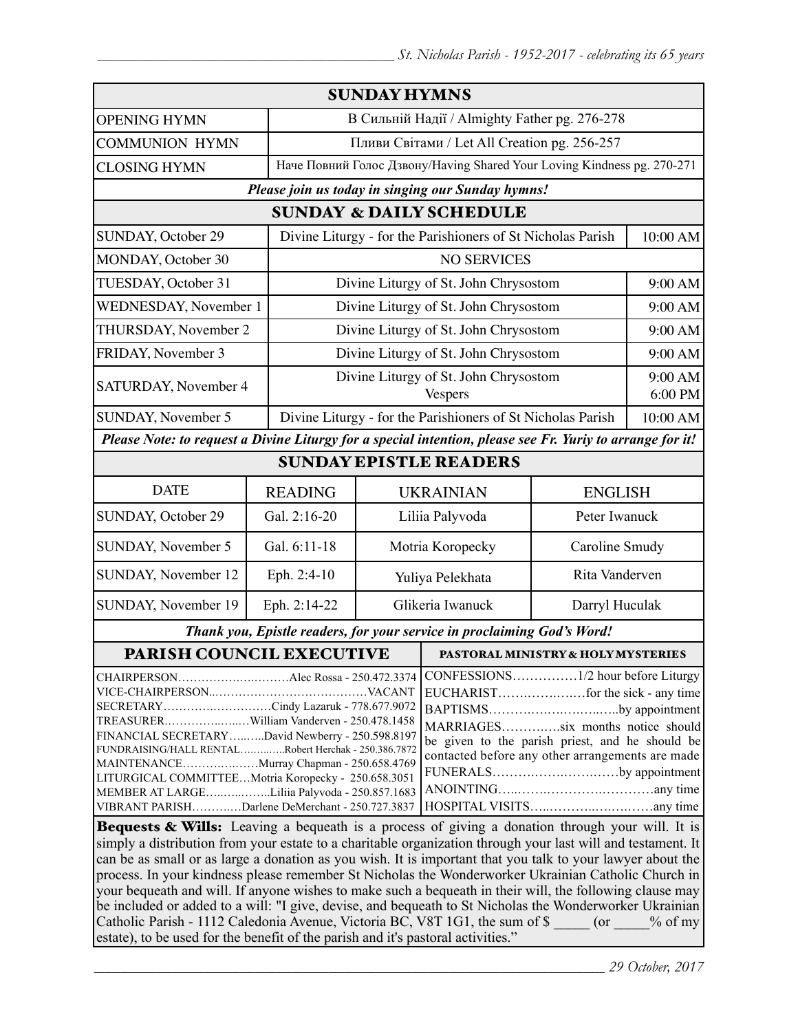## SUNDAY HYMNS

| | |
|---|---|
| OPENING HYMN | В Сильній Надії / Almighty Father pg. 276-278 |
| COMMUNION HYMN | Пливи Світами / Let All Creation pg. 256-257 |
| CLOSING HYMN | Наче Повний Голос Дзвону/Having Shared Your Loving Kindness pg. 270-271 |

***Please join us today in singing our Sunday hymns!***

## SUNDAY & DAILY SCHEDULE

| | | |
|---|---|---|
| SUNDAY, October 29 | Divine Liturgy - for the Parishioners of St Nicholas Parish | 10:00 AM |
| MONDAY, October 30 | NO SERVICES | |
| TUESDAY, October 31 | Divine Liturgy of St. John Chrysostom | 9:00 AM |
| WEDNESDAY, November 1 | Divine Liturgy of St. John Chrysostom | 9:00 AM |
| THURSDAY, November 2 | Divine Liturgy of St. John Chrysostom | 9:00 AM |
| FRIDAY, November 3 | Divine Liturgy of St. John Chrysostom | 9:00 AM |
| SATURDAY, November 4 | Divine Liturgy of St. John Chrysostom<br>Vespers | 9:00 AM<br>6:00 PM |
| SUNDAY, November 5 | Divine Liturgy - for the Parishioners of St Nicholas Parish | 10:00 AM |

***Please Note: to request a Divine Liturgy for a special intention, please see Fr. Yuriy to arrange for it!***

## SUNDAY EPISTLE READERS

| DATE | READING | UKRAINIAN | ENGLISH |
|---|---|---|---|
| SUNDAY, October 29 | Gal. 2:16-20 | Liliia Palyvoda | Peter Iwanuck |
| SUNDAY, November 5 | Gal. 6:11-18 | Motria Koropecky | Caroline Smudy |
| SUNDAY, November 12 | Eph. 2:4-10 | Yuliya Pelekhata | Rita Vanderven |
| SUNDAY, November 19 | Eph. 2:14-22 | Glikeria Iwanuck | Darryl Huculak |

***Thank you, Epistle readers, for your service in proclaiming God's Word!***

## PARISH COUNCIL EXECUTIVE

CHAIRPERSON……………………Alec Rossa - 250.472.3374
VICE-CHAIRPERSON……………………………VACANT
SECRETARY……………………Cindy Lazaruk - 778.677.9072
TREASURER……………William Vanderven - 250.478.1458
FINANCIAL SECRETARY……David Newberry - 250.598.8197
FUNDRAISING/HALL RENTAL…………Robert Herchak - 250.386.7872
MAINTENANCE…………………Murray Chapman - 250.658.4769
LITURGICAL COMMITTEE…Motria Koropecky - 250.658.3051
MEMBER AT LARGE…………Liliia Palyvoda - 250.857.1683
VIBRANT PARISH…………Darlene DeMerchant - 250.727.3837

## PASTORAL MINISTRY & HOLY MYSTERIES

CONFESSIONS……………1/2 hour before Liturgy
EUCHARIST………………for the sick - any time
BAPTISMS………………………by appointment
MARRIAGES…………six months notice should be given to the parish priest, and he should be contacted before any other arrangements are made
FUNERALS………………………by appointment
ANOINTING……………………………any time
HOSPITAL VISITS……………………………any time

**Bequests & Wills:** Leaving a bequeath is a process of giving a donation through your will. It is simply a distribution from your estate to a charitable organization through your last will and testament. It can be as small or as large a donation as you wish. It is important that you talk to your lawyer about the process. In your kindness please remember St Nicholas the Wonderworker Ukrainian Catholic Church in your bequeath and will. If anyone wishes to make such a bequeath in their will, the following clause may be included or added to a will: "I give, devise, and bequeath to St Nicholas the Wonderworker Ukrainian Catholic Parish - 1112 Caledonia Avenue, Victoria BC, V8T 1G1, the sum of $ _____ (or _____% of my estate), to be used for the benefit of the parish and it's pastoral activities."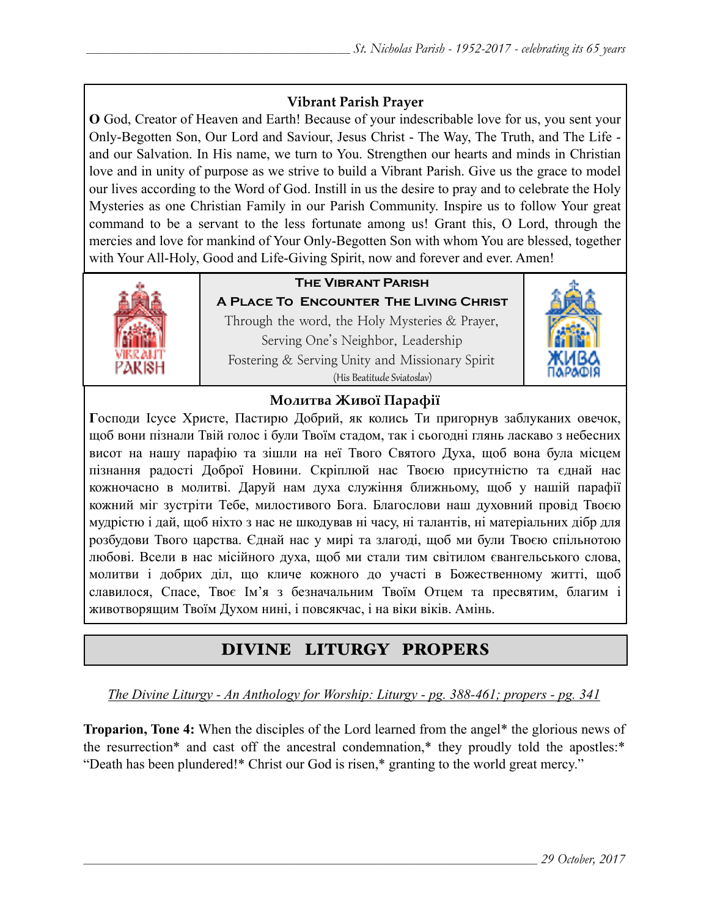### Vibrant Parish Prayer

**O** God, Creator of Heaven and Earth! Because of your indescribable love for us, you sent your Only-Begotten Son, Our Lord and Saviour, Jesus Christ - The Way, The Truth, and The Life - and our Salvation. In His name, we turn to You. Strengthen our hearts and minds in Christian love and in unity of purpose as we strive to build a Vibrant Parish. Give us the grace to model our lives according to the Word of God. Instill in us the desire to pray and to celebrate the Holy Mysteries as one Christian Family in our Parish Community. Inspire us to follow Your great command to be a servant to the less fortunate among us! Grant this, O Lord, through the mercies and love for mankind of Your Only-Begotten Son with whom You are blessed, together with Your All-Holy, Good and Life-Giving Spirit, now and forever and ever. Amen!

**The Vibrant Parish**

**A Place To Encounter The Living Christ**

Through the word, the Holy Mysteries & Prayer,
Serving One's Neighbor, Leadership
Fostering & Serving Unity and Missionary Spirit
(His Beatitude Sviatoslav)

### Молитва Живої Парафії

**Г**осподи Ісусе Христе, Пастирю Добрий, як колись Ти пригорнув заблуканих овечок, щоб вони пізнали Твій голос і були Твоїм стадом, так і сьогодні глянь ласкаво з небесних висот на нашу парафію та зішли на неї Твого Святого Духа, щоб вона була місцем пізнання радості Доброї Новини. Скріплюй нас Твоєю присутністю та єднай нас кожночасно в молитві. Даруй нам духа служіння ближньому, щоб у нашій парафії кожний міг зустріти Тебе, милостивого Бога. Благослови наш духовний провід Твоєю мудрістю і дай, щоб ніхто з нас не шкодував ні часу, ні талантів, ні матеріальних дібр для розбудови Твого царства. Єднай нас у мирі та злагоді, щоб ми були Твоєю спільнотою любові. Всели в нас місійного духа, щоб ми стали тим світилом євангельського слова, молитви і добрих діл, що кличе кожного до участі в Божественному житті, щоб славилося, Спасе, Твоє Ім'я з безначальним Твоїм Отцем та пресвятим, благим і животворящим Твоїм Духом нині, і повсякчас, і на віки віків. Амінь.

## DIVINE LITURGY PROPERS

*The Divine Liturgy - An Anthology for Worship: Liturgy - pg. 388-461; propers - pg. 341*

**Troparion, Tone 4:** When the disciples of the Lord learned from the angel* the glorious news of the resurrection* and cast off the ancestral condemnation,* they proudly told the apostles:* "Death has been plundered!* Christ our God is risen,* granting to the world great mercy."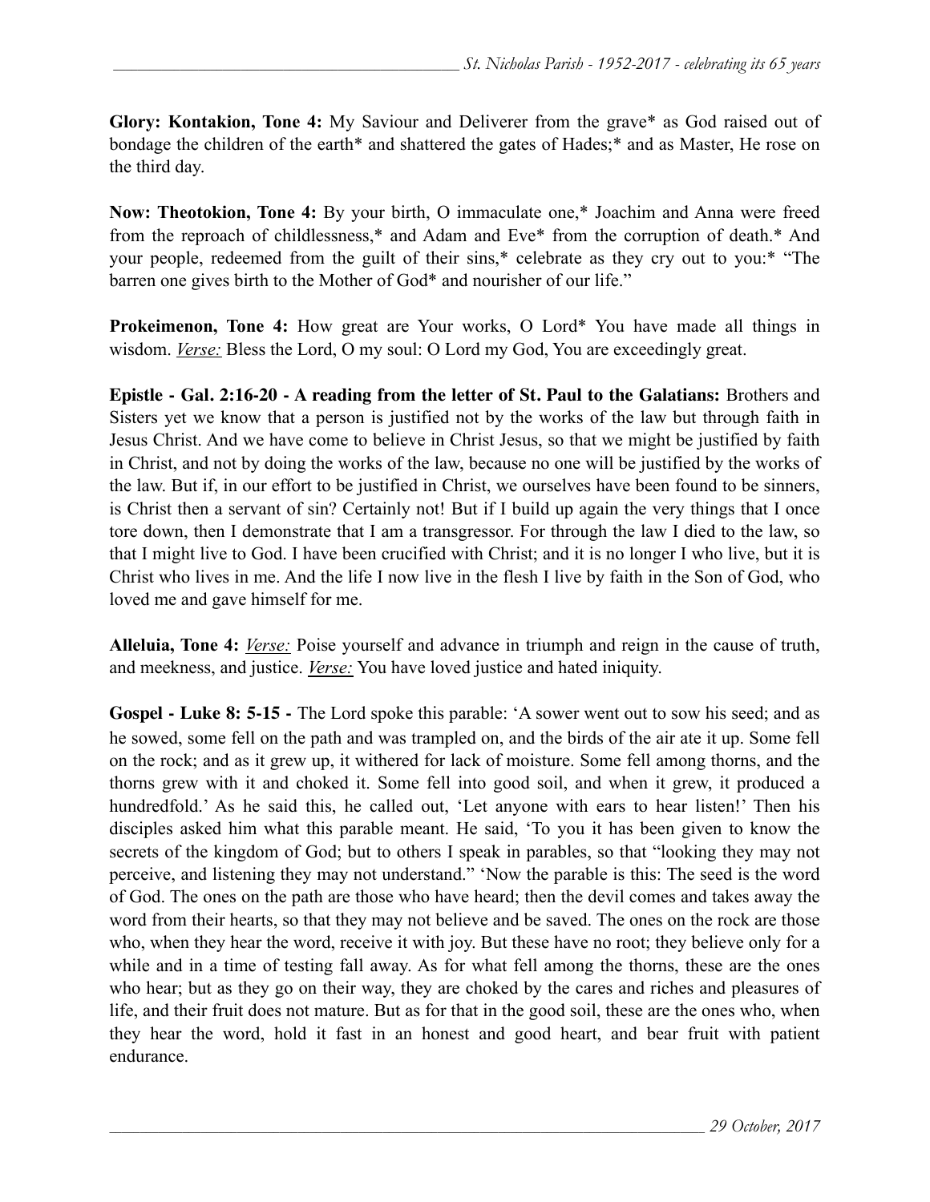**Glory: Kontakion, Tone 4:** My Saviour and Deliverer from the grave* as God raised out of bondage the children of the earth* and shattered the gates of Hades;* and as Master, He rose on the third day.

**Now: Theotokion, Tone 4:** By your birth, O immaculate one,* Joachim and Anna were freed from the reproach of childlessness,* and Adam and Eve* from the corruption of death.* And your people, redeemed from the guilt of their sins,* celebrate as they cry out to you:* "The barren one gives birth to the Mother of God* and nourisher of our life."

**Prokeimenon, Tone 4:** How great are Your works, O Lord* You have made all things in wisdom. *Verse:* Bless the Lord, O my soul: O Lord my God, You are exceedingly great.

**Epistle - Gal. 2:16-20 - A reading from the letter of St. Paul to the Galatians:** Brothers and Sisters yet we know that a person is justified not by the works of the law but through faith in Jesus Christ. And we have come to believe in Christ Jesus, so that we might be justified by faith in Christ, and not by doing the works of the law, because no one will be justified by the works of the law. But if, in our effort to be justified in Christ, we ourselves have been found to be sinners, is Christ then a servant of sin? Certainly not! But if I build up again the very things that I once tore down, then I demonstrate that I am a transgressor. For through the law I died to the law, so that I might live to God. I have been crucified with Christ; and it is no longer I who live, but it is Christ who lives in me. And the life I now live in the flesh I live by faith in the Son of God, who loved me and gave himself for me.

**Alleluia, Tone 4:** *Verse:* Poise yourself and advance in triumph and reign in the cause of truth, and meekness, and justice. *Verse:* You have loved justice and hated iniquity.

**Gospel - Luke 8: 5-15 -** The Lord spoke this parable: 'A sower went out to sow his seed; and as he sowed, some fell on the path and was trampled on, and the birds of the air ate it up. Some fell on the rock; and as it grew up, it withered for lack of moisture. Some fell among thorns, and the thorns grew with it and choked it. Some fell into good soil, and when it grew, it produced a hundredfold.' As he said this, he called out, 'Let anyone with ears to hear listen!' Then his disciples asked him what this parable meant. He said, 'To you it has been given to know the secrets of the kingdom of God; but to others I speak in parables, so that "looking they may not perceive, and listening they may not understand." 'Now the parable is this: The seed is the word of God. The ones on the path are those who have heard; then the devil comes and takes away the word from their hearts, so that they may not believe and be saved. The ones on the rock are those who, when they hear the word, receive it with joy. But these have no root; they believe only for a while and in a time of testing fall away. As for what fell among the thorns, these are the ones who hear; but as they go on their way, they are choked by the cares and riches and pleasures of life, and their fruit does not mature. But as for that in the good soil, these are the ones who, when they hear the word, hold it fast in an honest and good heart, and bear fruit with patient endurance.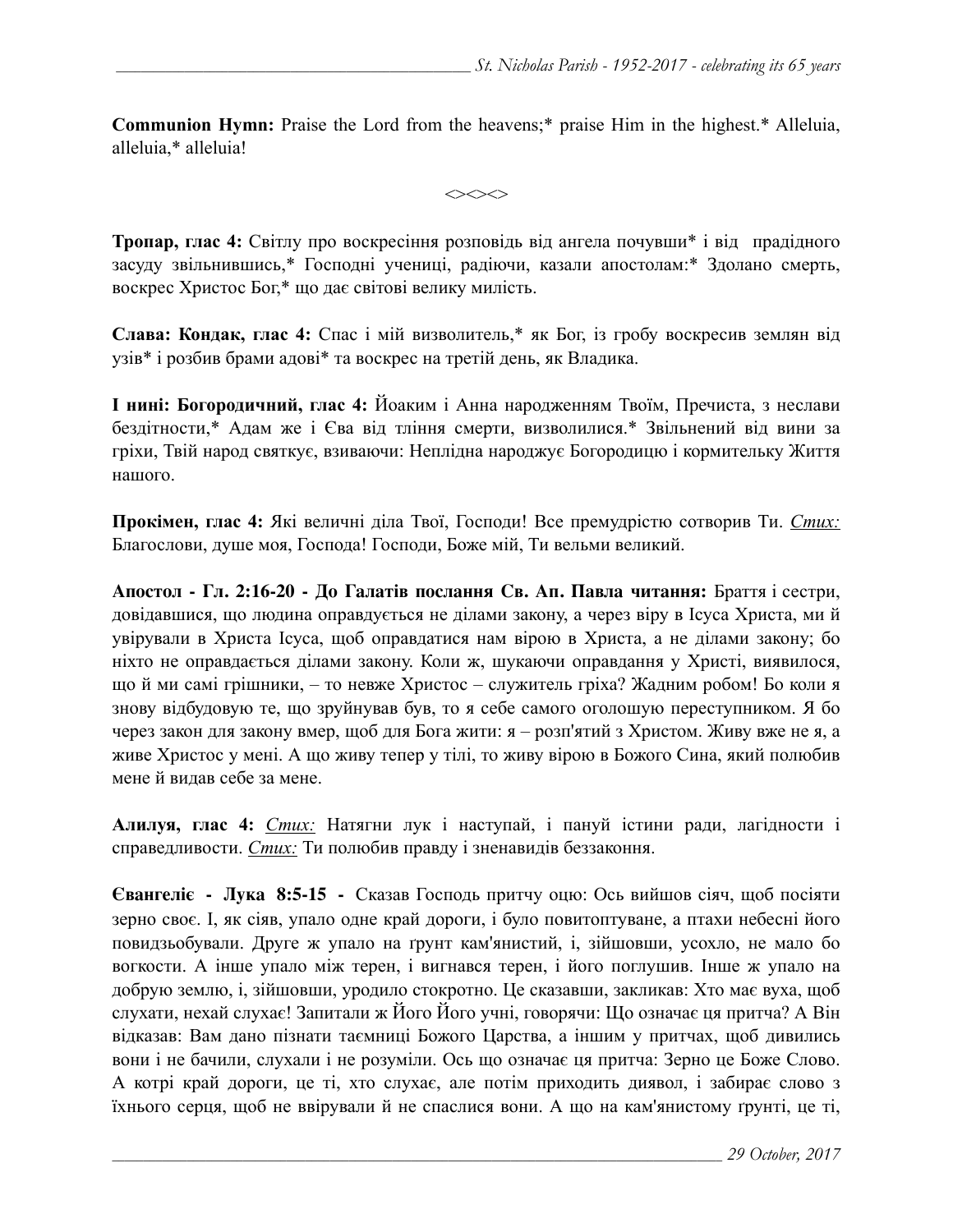**Communion Hymn:** Praise the Lord from the heavens;* praise Him in the highest.* Alleluia, alleluia,* alleluia!

<><><>

**Тропар, глас 4:** Світлу про воскресіння розповідь від ангела почувши* і від прадідного засуду звільнившись,* Господні учениці, радіючи, казали апостолам:* Здолано смерть, воскрес Христос Бог,* що дає світові велику милість.

**Слава: Кондак, глас 4:** Спас і мій визволитель,* як Бог, із гробу воскресив землян від узів* і розбив брами адові* та воскрес на третій день, як Владика.

**І нині: Богородичний, глас 4:** Йоаким і Анна народженням Твоїм, Пречиста, з неслави бездітности,* Адам же і Єва від тління смерти, визволилися.* Звільнений від вини за гріхи, Твій народ святкує, взиваючи: Неплідна народжує Богородицю і кормительку Життя нашого.

**Прокімен, глас 4:** Які величні діла Твої, Господи! Все премудрістю сотворив Ти. *Стих:* Благослови, душе моя, Господа! Господи, Боже мій, Ти вельми великий.

**Апостол - Гл. 2:16-20 - До Галатів послання Св. Ап. Павла читання:** Браття і сестри, довідавшися, що людина оправдується не ділами закону, а через віру в Ісуса Христа, ми й увірували в Христа Ісуса, щоб оправдатися нам вірою в Христа, а не ділами закону; бо ніхто не оправдається ділами закону. Коли ж, шукаючи оправдання у Христі, виявилося, що й ми самі грішники, – то невже Христос – служитель гріха? Жадним робом! Бо коли я знову відбудовую те, що зруйнував був, то я себе самого оголошую переступником. Я бо через закон для закону вмер, щоб для Бога жити: я – розп'ятий з Христом. Живу вже не я, а живе Христос у мені. А що живу тепер у тілі, то живу вірою в Божого Сина, який полюбив мене й видав себе за мене.

**Алилуя, глас 4:** *Стих:* Натягни лук і наступай, і пануй істини ради, лагідности і справедливости. *Стих:* Ти полюбив правду і зненавидів беззаконня.

**Євангеліє - Лука 8:5-15 -** Сказав Господь притчу оцю: Ось вийшов сіяч, щоб посіяти зерно своє. І, як сіяв, упало одне край дороги, і було повитоптуване, а птахи небесні його повидзьобували. Друге ж упало на ґрунт кам'янистий, і, зійшовши, усохло, не мало бо вогкости. А інше упало між терен, і вигнався терен, і його поглушив. Інше ж упало на добрую землю, і, зійшовши, уродило стокротно. Це сказавши, закликав: Хто має вуха, щоб слухати, нехай слухає! Запитали ж Його Його учні, говорячи: Що означає ця притча? А Він відказав: Вам дано пізнати таємниці Божого Царства, а іншим у притчах, щоб дивились вони і не бачили, слухали і не розуміли. Ось що означає ця притча: Зерно це Боже Слово. А котрі край дороги, це ті, хто слухає, але потім приходить диявол, і забирає слово з їхнього серця, щоб не ввірували й не спаслися вони. А що на кам'янистому ґрунті, це ті,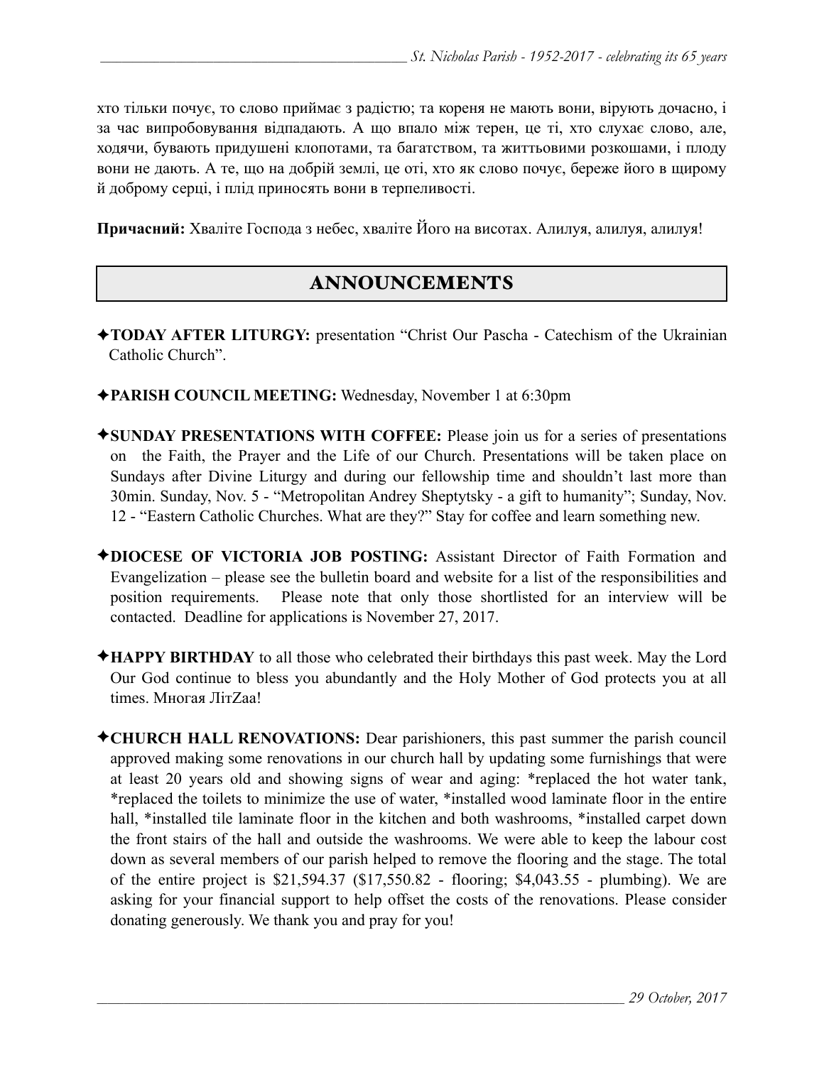хто тільки почує, то слово приймає з радістю; та кореня не мають вони, вірують дочасно, і за час випробовування відпадають. А що впало між терен, це ті, хто слухає слово, але, ходячи, бувають придушені клопотами, та багатством, та життьовими розкошами, і плоду вони не дають. А те, що на добрій землі, це оті, хто як слово почує, береже його в щирому й доброму серці, і плід приносять вони в терпеливості.

**Причасний:** Хваліте Господа з небес, хваліте Його на висотах. Алилуя, алилуя, алилуя!

## ANNOUNCEMENTS

✦**TODAY AFTER LITURGY:** presentation "Christ Our Pascha - Catechism of the Ukrainian Catholic Church".

✦**PARISH COUNCIL MEETING:** Wednesday, November 1 at 6:30pm

✦**SUNDAY PRESENTATIONS WITH COFFEE:** Please join us for a series of presentations on the Faith, the Prayer and the Life of our Church. Presentations will be taken place on Sundays after Divine Liturgy and during our fellowship time and shouldn't last more than 30min. Sunday, Nov. 5 - "Metropolitan Andrey Sheptytsky - a gift to humanity"; Sunday, Nov. 12 - "Eastern Catholic Churches. What are they?" Stay for coffee and learn something new.

✦**DIOCESE OF VICTORIA JOB POSTING:** Assistant Director of Faith Formation and Evangelization – please see the bulletin board and website for a list of the responsibilities and position requirements. Please note that only those shortlisted for an interview will be contacted. Deadline for applications is November 27, 2017.

✦**HAPPY BIRTHDAY** to all those who celebrated their birthdays this past week. May the Lord Our God continue to bless you abundantly and the Holy Mother of God protects you at all times. Многая ЛітZaa!

✦**CHURCH HALL RENOVATIONS:** Dear parishioners, this past summer the parish council approved making some renovations in our church hall by updating some furnishings that were at least 20 years old and showing signs of wear and aging: *replaced the hot water tank, *replaced the toilets to minimize the use of water, *installed wood laminate floor in the entire hall, *installed tile laminate floor in the kitchen and both washrooms, *installed carpet down the front stairs of the hall and outside the washrooms. We were able to keep the labour cost down as several members of our parish helped to remove the flooring and the stage. The total of the entire project is $21,594.37 ($17,550.82 - flooring; $4,043.55 - plumbing). We are asking for your financial support to help offset the costs of the renovations. Please consider donating generously. We thank you and pray for you!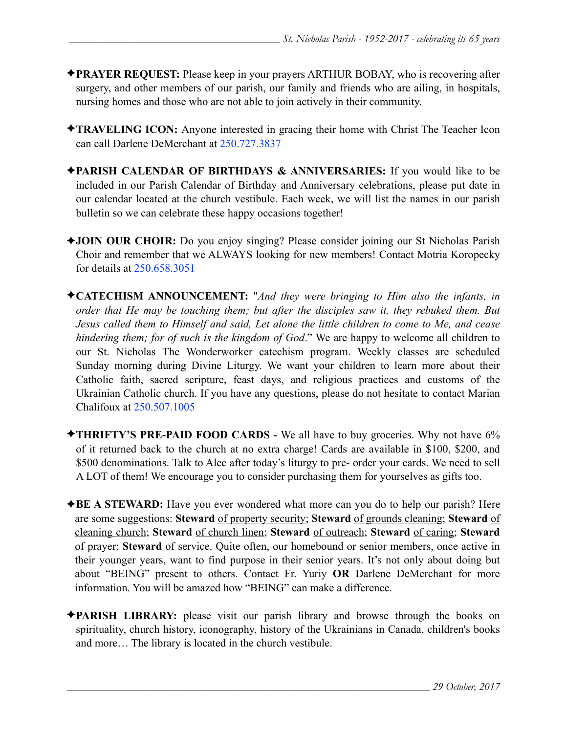✦**PRAYER REQUEST:** Please keep in your prayers ARTHUR BOBAY, who is recovering after surgery, and other members of our parish, our family and friends who are ailing, in hospitals, nursing homes and those who are not able to join actively in their community.

✦**TRAVELING ICON:** Anyone interested in gracing their home with Christ The Teacher Icon can call Darlene DeMerchant at 250.727.3837

✦**PARISH CALENDAR OF BIRTHDAYS & ANNIVERSARIES:** If you would like to be included in our Parish Calendar of Birthday and Anniversary celebrations, please put date in our calendar located at the church vestibule. Each week, we will list the names in our parish bulletin so we can celebrate these happy occasions together!

✦**JOIN OUR CHOIR:** Do you enjoy singing? Please consider joining our St Nicholas Parish Choir and remember that we ALWAYS looking for new members! Contact Motria Koropecky for details at 250.658.3051

✦**CATECHISM ANNOUNCEMENT:** "*And they were bringing to Him also the infants, in order that He may be touching them; but after the disciples saw it, they rebuked them. But Jesus called them to Himself and said, Let alone the little children to come to Me, and cease hindering them; for of such is the kingdom of God*." We are happy to welcome all children to our St. Nicholas The Wonderworker catechism program. Weekly classes are scheduled Sunday morning during Divine Liturgy. We want your children to learn more about their Catholic faith, sacred scripture, feast days, and religious practices and customs of the Ukrainian Catholic church. If you have any questions, please do not hesitate to contact Marian Chalifoux at 250.507.1005

✦**THRIFTY'S PRE-PAID FOOD CARDS -** We all have to buy groceries. Why not have 6% of it returned back to the church at no extra charge! Cards are available in $100, $200, and $500 denominations. Talk to Alec after today's liturgy to pre- order your cards. We need to sell A LOT of them! We encourage you to consider purchasing them for yourselves as gifts too.

✦**BE A STEWARD:** Have you ever wondered what more can you do to help our parish? Here are some suggestions: **Steward** <u>of property security</u>; **Steward** <u>of grounds cleaning</u>; **Steward** <u>of cleaning church</u>; **Steward** <u>of church linen</u>; **Steward** <u>of outreach</u>; **Steward** <u>of caring</u>; **Steward** <u>of prayer</u>; **Steward** <u>of service</u>. Quite often, our homebound or senior members, once active in their younger years, want to find purpose in their senior years. It's not only about doing but about "BEING" present to others. Contact Fr. Yuriy **OR** Darlene DeMerchant for more information. You will be amazed how "BEING" can make a difference.

✦**PARISH LIBRARY:** please visit our parish library and browse through the books on spirituality, church history, iconography, history of the Ukrainians in Canada, children's books and more… The library is located in the church vestibule.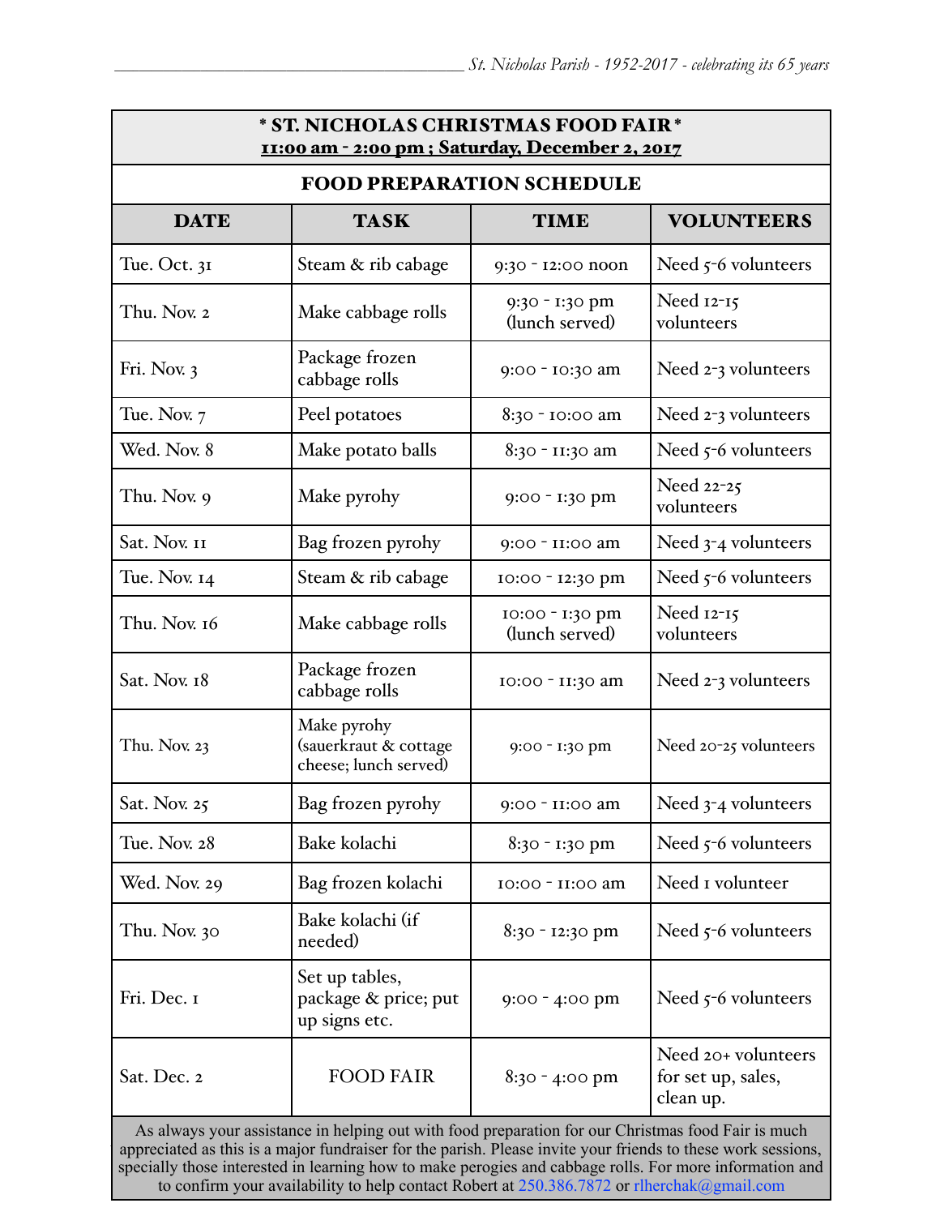## * ST. NICHOLAS CHRISTMAS FOOD FAIR *

**11:00 am - 2:00 pm ; Saturday, December 2, 2017**

### FOOD PREPARATION SCHEDULE

| DATE | TASK | TIME | VOLUNTEERS |
|---|---|---|---|
| Tue. Oct. 31 | Steam & rib cabage | 9:30 - 12:00 noon | Need 5-6 volunteers |
| Thu. Nov. 2 | Make cabbage rolls | 9:30 - 1:30 pm (lunch served) | Need 12-15 volunteers |
| Fri. Nov. 3 | Package frozen cabbage rolls | 9:00 - 10:30 am | Need 2-3 volunteers |
| Tue. Nov. 7 | Peel potatoes | 8:30 - 10:00 am | Need 2-3 volunteers |
| Wed. Nov. 8 | Make potato balls | 8:30 - 11:30 am | Need 5-6 volunteers |
| Thu. Nov. 9 | Make pyrohy | 9:00 - 1:30 pm | Need 22-25 volunteers |
| Sat. Nov. 11 | Bag frozen pyrohy | 9:00 - 11:00 am | Need 3-4 volunteers |
| Tue. Nov. 14 | Steam & rib cabage | 10:00 - 12:30 pm | Need 5-6 volunteers |
| Thu. Nov. 16 | Make cabbage rolls | 10:00 - 1:30 pm (lunch served) | Need 12-15 volunteers |
| Sat. Nov. 18 | Package frozen cabbage rolls | 10:00 - 11:30 am | Need 2-3 volunteers |
| Thu. Nov. 23 | Make pyrohy (sauerkraut & cottage cheese; lunch served) | 9:00 - 1:30 pm | Need 20-25 volunteers |
| Sat. Nov. 25 | Bag frozen pyrohy | 9:00 - 11:00 am | Need 3-4 volunteers |
| Tue. Nov. 28 | Bake kolachi | 8:30 - 1:30 pm | Need 5-6 volunteers |
| Wed. Nov. 29 | Bag frozen kolachi | 10:00 - 11:00 am | Need 1 volunteer |
| Thu. Nov. 30 | Bake kolachi (if needed) | 8:30 - 12:30 pm | Need 5-6 volunteers |
| Fri. Dec. 1 | Set up tables, package & price; put up signs etc. | 9:00 - 4:00 pm | Need 5-6 volunteers |
| Sat. Dec. 2 | FOOD FAIR | 8:30 - 4:00 pm | Need 20+ volunteers for set up, sales, clean up. |

As always your assistance in helping out with food preparation for our Christmas food Fair is much appreciated as this is a major fundraiser for the parish. Please invite your friends to these work sessions, specially those interested in learning how to make perogies and cabbage rolls. For more information and to confirm your availability to help contact Robert at 250.386.7872 or rlherchak@gmail.com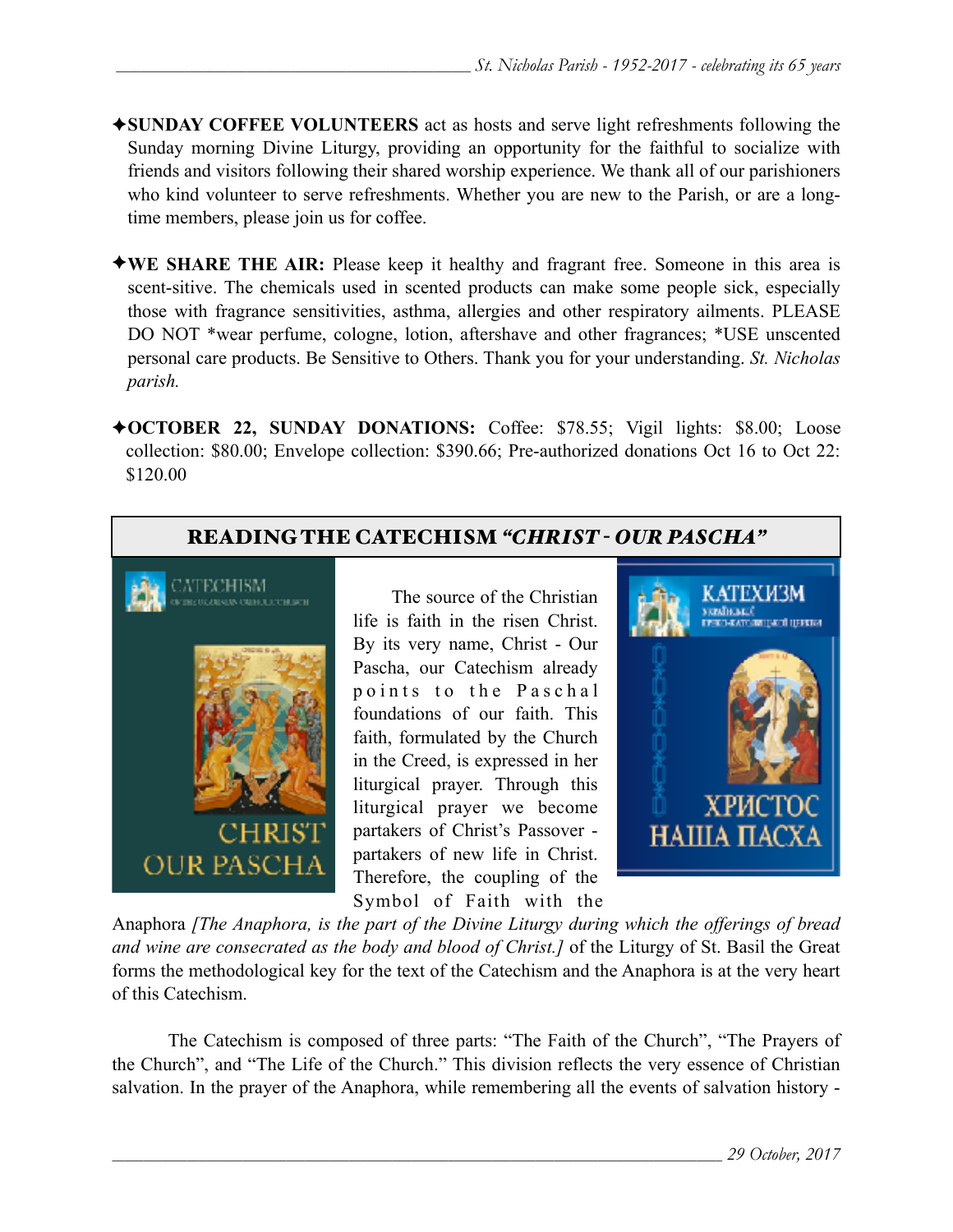✦**SUNDAY COFFEE VOLUNTEERS** act as hosts and serve light refreshments following the Sunday morning Divine Liturgy, providing an opportunity for the faithful to socialize with friends and visitors following their shared worship experience. We thank all of our parishioners who kind volunteer to serve refreshments. Whether you are new to the Parish, or are a long-time members, please join us for coffee.

✦**WE SHARE THE AIR:** Please keep it healthy and fragrant free. Someone in this area is scent-sitive. The chemicals used in scented products can make some people sick, especially those with fragrance sensitivities, asthma, allergies and other respiratory ailments. PLEASE DO NOT *wear perfume, cologne, lotion, aftershave and other fragrances; *USE unscented personal care products. Be Sensitive to Others. Thank you for your understanding. *St. Nicholas parish.*

✦**OCTOBER 22, SUNDAY DONATIONS:** Coffee: $78.55; Vigil lights: $8.00; Loose collection: $80.00; Envelope collection: $390.66; Pre-authorized donations Oct 16 to Oct 22: $120.00

## READING THE CATECHISM *"CHRIST - OUR PASCHA"*

The source of the Christian life is faith in the risen Christ. By its very name, Christ - Our Pascha, our Catechism already points to the Paschal foundations of our faith. This faith, formulated by the Church in the Creed, is expressed in her liturgical prayer. Through this liturgical prayer we become partakers of Christ's Passover - partakers of new life in Christ. Therefore, the coupling of the Symbol of Faith with the Anaphora *[The Anaphora, is the part of the Divine Liturgy during which the offerings of bread and wine are consecrated as the body and blood of Christ.]* of the Liturgy of St. Basil the Great forms the methodological key for the text of the Catechism and the Anaphora is at the very heart of this Catechism.

The Catechism is composed of three parts: "The Faith of the Church", "The Prayers of the Church", and "The Life of the Church." This division reflects the very essence of Christian salvation. In the prayer of the Anaphora, while remembering all the events of salvation history -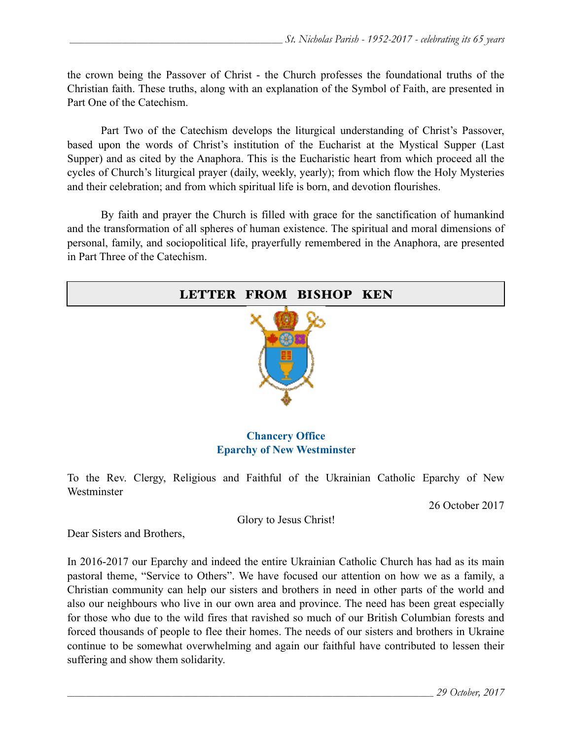the crown being the Passover of Christ - the Church professes the foundational truths of the Christian faith. These truths, along with an explanation of the Symbol of Faith, are presented in Part One of the Catechism.

Part Two of the Catechism develops the liturgical understanding of Christ's Passover, based upon the words of Christ's institution of the Eucharist at the Mystical Supper (Last Supper) and as cited by the Anaphora. This is the Eucharistic heart from which proceed all the cycles of Church's liturgical prayer (daily, weekly, yearly); from which flow the Holy Mysteries and their celebration; and from which spiritual life is born, and devotion flourishes.

By faith and prayer the Church is filled with grace for the sanctification of humankind and the transformation of all spheres of human existence. The spiritual and moral dimensions of personal, family, and sociopolitical life, prayerfully remembered in the Anaphora, are presented in Part Three of the Catechism.

## LETTER FROM BISHOP KEN

**Chancery Office**
**Eparchy of New Westminster**

To the Rev. Clergy, Religious and Faithful of the Ukrainian Catholic Eparchy of New Westminster

26 October 2017

Glory to Jesus Christ!

Dear Sisters and Brothers,

In 2016-2017 our Eparchy and indeed the entire Ukrainian Catholic Church has had as its main pastoral theme, "Service to Others". We have focused our attention on how we as a family, a Christian community can help our sisters and brothers in need in other parts of the world and also our neighbours who live in our own area and province. The need has been great especially for those who due to the wild fires that ravished so much of our British Columbian forests and forced thousands of people to flee their homes. The needs of our sisters and brothers in Ukraine continue to be somewhat overwhelming and again our faithful have contributed to lessen their suffering and show them solidarity.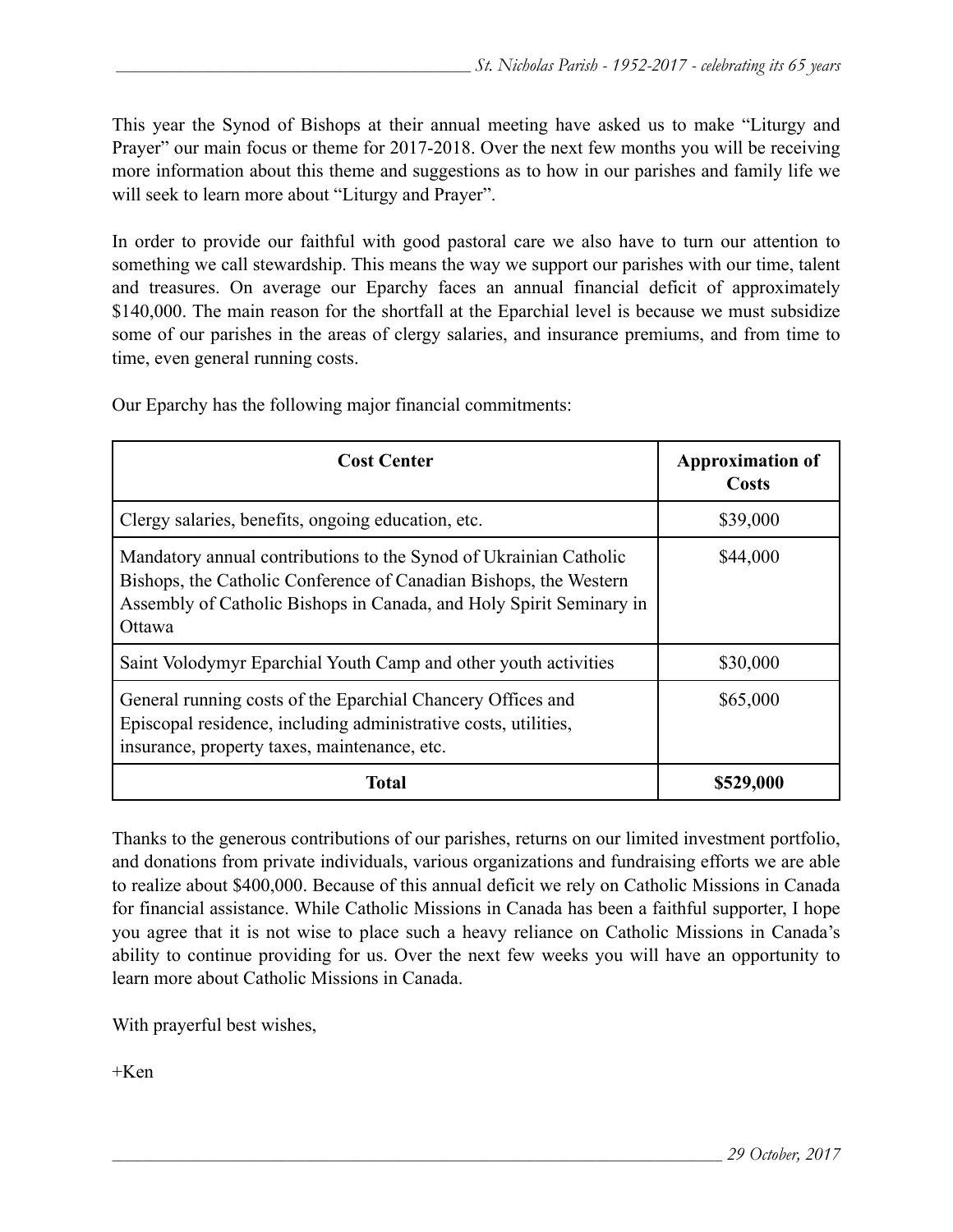This year the Synod of Bishops at their annual meeting have asked us to make "Liturgy and Prayer" our main focus or theme for 2017-2018. Over the next few months you will be receiving more information about this theme and suggestions as to how in our parishes and family life we will seek to learn more about "Liturgy and Prayer".

In order to provide our faithful with good pastoral care we also have to turn our attention to something we call stewardship. This means the way we support our parishes with our time, talent and treasures. On average our Eparchy faces an annual financial deficit of approximately $140,000. The main reason for the shortfall at the Eparchial level is because we must subsidize some of our parishes in the areas of clergy salaries, and insurance premiums, and from time to time, even general running costs.

Our Eparchy has the following major financial commitments:

| Cost Center | Approximation of Costs |
|---|---|
| Clergy salaries, benefits, ongoing education, etc. | $39,000 |
| Mandatory annual contributions to the Synod of Ukrainian Catholic Bishops, the Catholic Conference of Canadian Bishops, the Western Assembly of Catholic Bishops in Canada, and Holy Spirit Seminary in Ottawa | $44,000 |
| Saint Volodymyr Eparchial Youth Camp and other youth activities | $30,000 |
| General running costs of the Eparchial Chancery Offices and Episcopal residence, including administrative costs, utilities, insurance, property taxes, maintenance, etc. | $65,000 |
| **Total** | **$529,000** |

Thanks to the generous contributions of our parishes, returns on our limited investment portfolio, and donations from private individuals, various organizations and fundraising efforts we are able to realize about $400,000. Because of this annual deficit we rely on Catholic Missions in Canada for financial assistance. While Catholic Missions in Canada has been a faithful supporter, I hope you agree that it is not wise to place such a heavy reliance on Catholic Missions in Canada's ability to continue providing for us. Over the next few weeks you will have an opportunity to learn more about Catholic Missions in Canada.

With prayerful best wishes,

+Ken